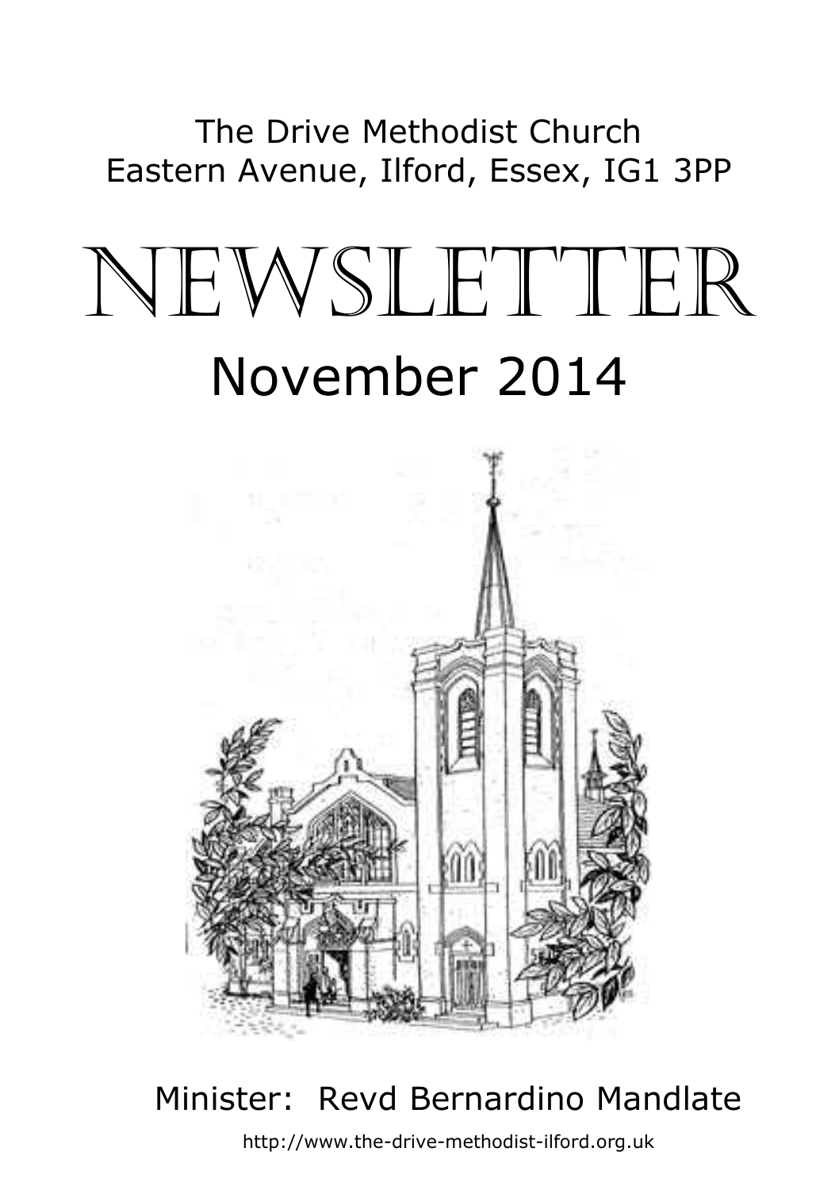The Drive Methodist Church
Eastern Avenue, Ilford, Essex, IG1 3PP

# NEWSLETTER

## November 2014

Minister: Revd Bernardino Mandlate

http://www.the-drive-methodist-ilford.org.uk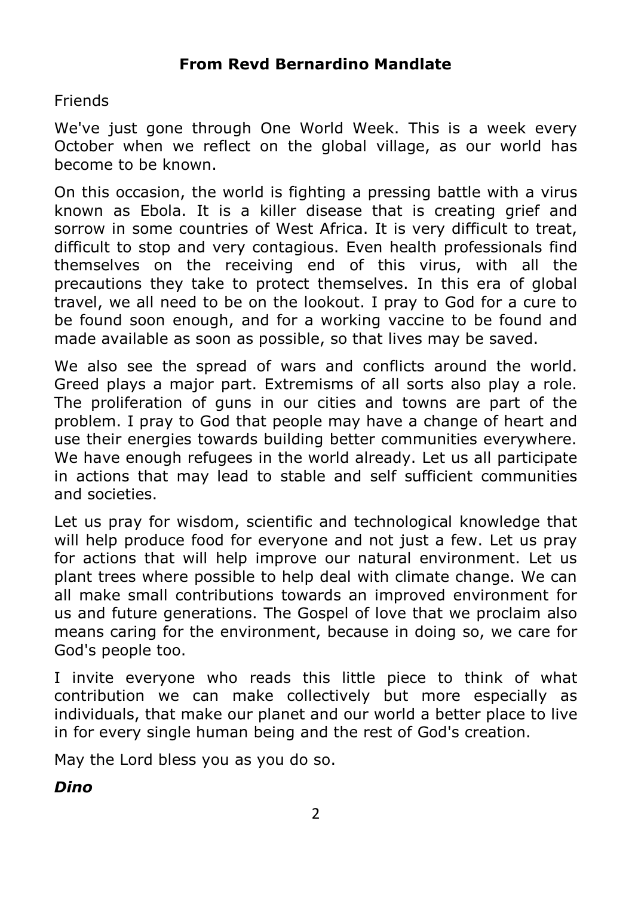## From Revd Bernardino Mandlate

Friends

We've just gone through One World Week. This is a week every October when we reflect on the global village, as our world has become to be known.

On this occasion, the world is fighting a pressing battle with a virus known as Ebola. It is a killer disease that is creating grief and sorrow in some countries of West Africa. It is very difficult to treat, difficult to stop and very contagious. Even health professionals find themselves on the receiving end of this virus, with all the precautions they take to protect themselves. In this era of global travel, we all need to be on the lookout. I pray to God for a cure to be found soon enough, and for a working vaccine to be found and made available as soon as possible, so that lives may be saved.

We also see the spread of wars and conflicts around the world. Greed plays a major part. Extremisms of all sorts also play a role. The proliferation of guns in our cities and towns are part of the problem. I pray to God that people may have a change of heart and use their energies towards building better communities everywhere. We have enough refugees in the world already. Let us all participate in actions that may lead to stable and self sufficient communities and societies.

Let us pray for wisdom, scientific and technological knowledge that will help produce food for everyone and not just a few. Let us pray for actions that will help improve our natural environment. Let us plant trees where possible to help deal with climate change. We can all make small contributions towards an improved environment for us and future generations. The Gospel of love that we proclaim also means caring for the environment, because in doing so, we care for God's people too.

I invite everyone who reads this little piece to think of what contribution we can make collectively but more especially as individuals, that make our planet and our world a better place to live in for every single human being and the rest of God's creation.

May the Lord bless you as you do so.

***Dino***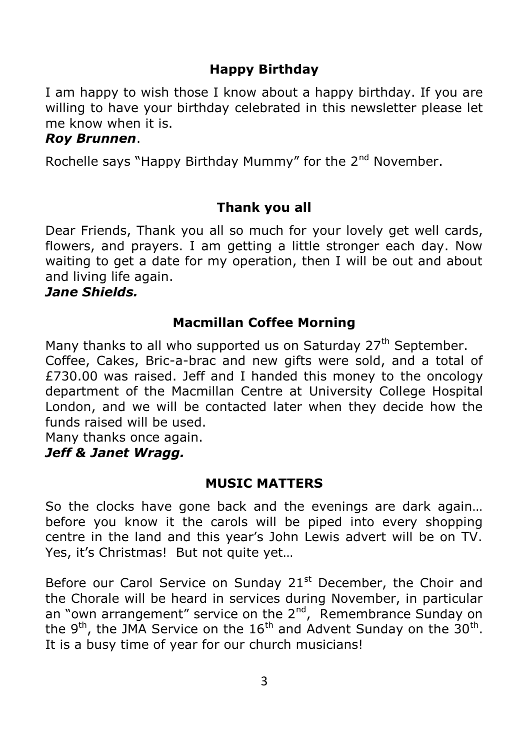## Happy Birthday

I am happy to wish those I know about a happy birthday. If you are willing to have your birthday celebrated in this newsletter please let me know when it is.

***Roy Brunnen*.**

Rochelle says "Happy Birthday Mummy" for the 2nd November.

## Thank you all

Dear Friends, Thank you all so much for your lovely get well cards, flowers, and prayers. I am getting a little stronger each day. Now waiting to get a date for my operation, then I will be out and about and living life again.

***Jane Shields.***

## Macmillan Coffee Morning

Many thanks to all who supported us on Saturday 27th September.
Coffee, Cakes, Bric-a-brac and new gifts were sold, and a total of £730.00 was raised. Jeff and I handed this money to the oncology department of the Macmillan Centre at University College Hospital London, and we will be contacted later when they decide how the funds raised will be used.
Many thanks once again.

***Jeff & Janet Wragg.***

## MUSIC MATTERS

So the clocks have gone back and the evenings are dark again… before you know it the carols will be piped into every shopping centre in the land and this year's John Lewis advert will be on TV. Yes, it's Christmas! But not quite yet…

Before our Carol Service on Sunday 21st December, the Choir and the Chorale will be heard in services during November, in particular an "own arrangement" service on the 2nd, Remembrance Sunday on the 9th, the JMA Service on the 16th and Advent Sunday on the 30th. It is a busy time of year for our church musicians!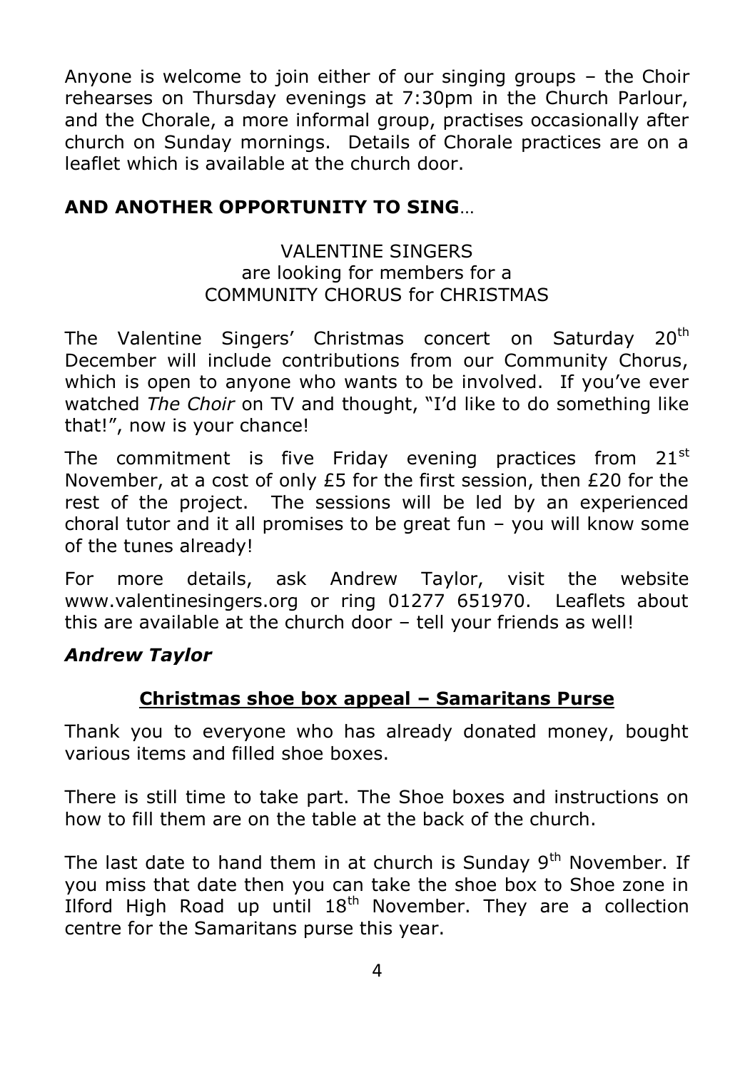Anyone is welcome to join either of our singing groups – the Choir rehearses on Thursday evenings at 7:30pm in the Church Parlour, and the Chorale, a more informal group, practises occasionally after church on Sunday mornings. Details of Chorale practices are on a leaflet which is available at the church door.

**AND ANOTHER OPPORTUNITY TO SING**…

VALENTINE SINGERS
are looking for members for a
COMMUNITY CHORUS for CHRISTMAS

The Valentine Singers' Christmas concert on Saturday 20th December will include contributions from our Community Chorus, which is open to anyone who wants to be involved. If you've ever watched *The Choir* on TV and thought, "I'd like to do something like that!", now is your chance!

The commitment is five Friday evening practices from 21st November, at a cost of only £5 for the first session, then £20 for the rest of the project. The sessions will be led by an experienced choral tutor and it all promises to be great fun – you will know some of the tunes already!

For more details, ask Andrew Taylor, visit the website www.valentinesingers.org or ring 01277 651970. Leaflets about this are available at the church door – tell your friends as well!

***Andrew Taylor***

## Christmas shoe box appeal – Samaritans Purse

Thank you to everyone who has already donated money, bought various items and filled shoe boxes.

There is still time to take part. The Shoe boxes and instructions on how to fill them are on the table at the back of the church.

The last date to hand them in at church is Sunday 9th November. If you miss that date then you can take the shoe box to Shoe zone in Ilford High Road up until 18th November. They are a collection centre for the Samaritans purse this year.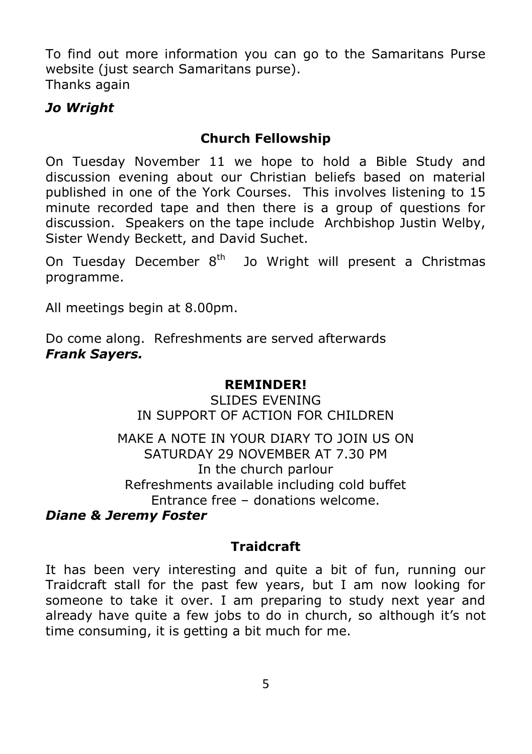To find out more information you can go to the Samaritans Purse website (just search Samaritans purse).
Thanks again

***Jo Wright***

## Church Fellowship

On Tuesday November 11 we hope to hold a Bible Study and discussion evening about our Christian beliefs based on material published in one of the York Courses. This involves listening to 15 minute recorded tape and then there is a group of questions for discussion. Speakers on the tape include Archbishop Justin Welby, Sister Wendy Beckett, and David Suchet.

On Tuesday December 8th Jo Wright will present a Christmas programme.

All meetings begin at 8.00pm.

Do come along. Refreshments are served afterwards
***Frank Sayers.***

**REMINDER!**

SLIDES EVENING
IN SUPPORT OF ACTION FOR CHILDREN

MAKE A NOTE IN YOUR DIARY TO JOIN US ON
SATURDAY 29 NOVEMBER AT 7.30 PM
In the church parlour
Refreshments available including cold buffet
Entrance free – donations welcome.

***Diane & Jeremy Foster***

## Traidcraft

It has been very interesting and quite a bit of fun, running our Traidcraft stall for the past few years, but I am now looking for someone to take it over. I am preparing to study next year and already have quite a few jobs to do in church, so although it's not time consuming, it is getting a bit much for me.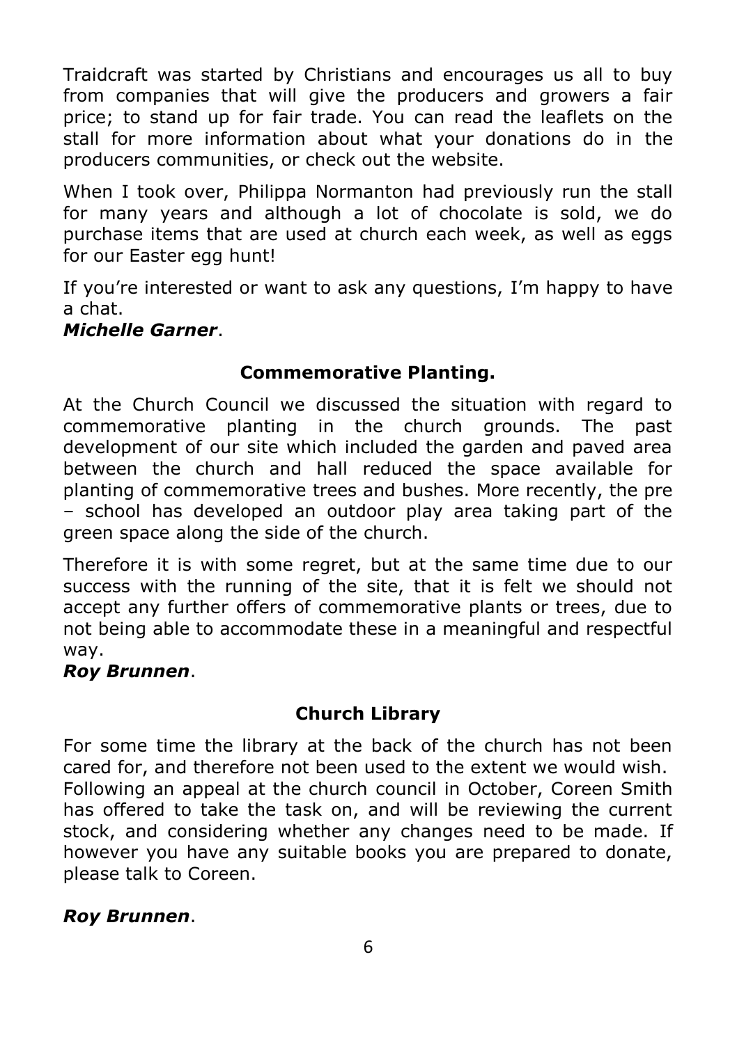Traidcraft was started by Christians and encourages us all to buy from companies that will give the producers and growers a fair price; to stand up for fair trade. You can read the leaflets on the stall for more information about what your donations do in the producers communities, or check out the website.

When I took over, Philippa Normanton had previously run the stall for many years and although a lot of chocolate is sold, we do purchase items that are used at church each week, as well as eggs for our Easter egg hunt!

If you're interested or want to ask any questions, I'm happy to have a chat.

***Michelle Garner***.

## Commemorative Planting.

At the Church Council we discussed the situation with regard to commemorative planting in the church grounds. The past development of our site which included the garden and paved area between the church and hall reduced the space available for planting of commemorative trees and bushes. More recently, the pre – school has developed an outdoor play area taking part of the green space along the side of the church.

Therefore it is with some regret, but at the same time due to our success with the running of the site, that it is felt we should not accept any further offers of commemorative plants or trees, due to not being able to accommodate these in a meaningful and respectful way.

***Roy Brunnen***.

## Church Library

For some time the library at the back of the church has not been cared for, and therefore not been used to the extent we would wish. Following an appeal at the church council in October, Coreen Smith has offered to take the task on, and will be reviewing the current stock, and considering whether any changes need to be made. If however you have any suitable books you are prepared to donate, please talk to Coreen.

***Roy Brunnen***.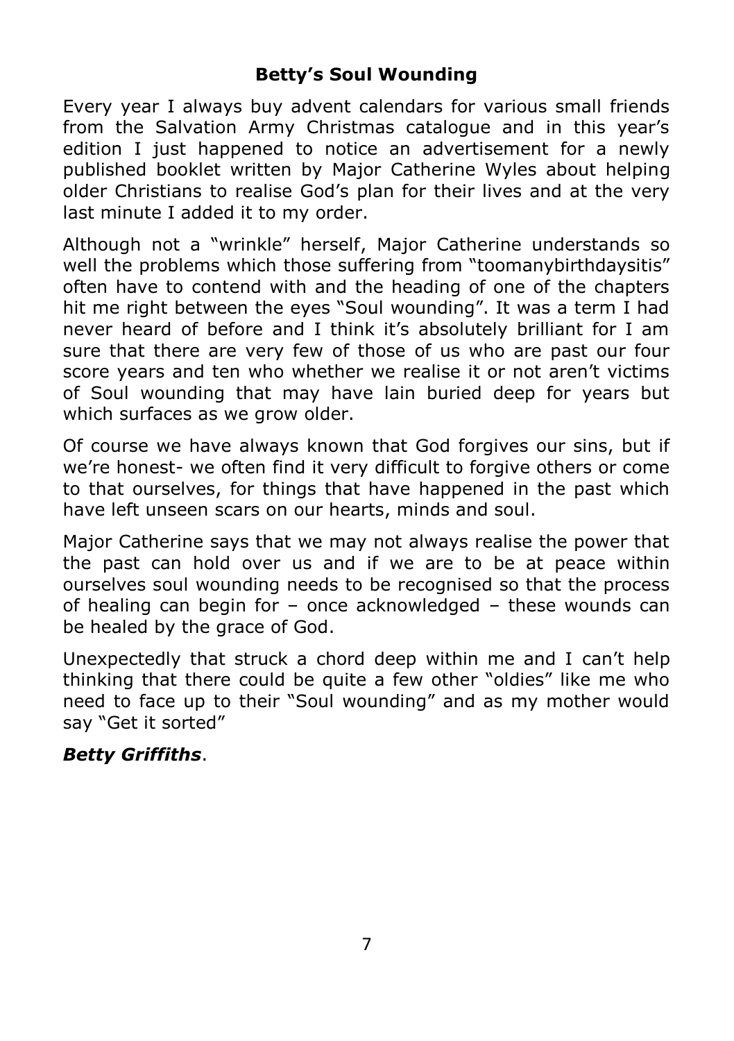## Betty's Soul Wounding

Every year I always buy advent calendars for various small friends from the Salvation Army Christmas catalogue and in this year's edition I just happened to notice an advertisement for a newly published booklet written by Major Catherine Wyles about helping older Christians to realise God's plan for their lives and at the very last minute I added it to my order.

Although not a "wrinkle" herself, Major Catherine understands so well the problems which those suffering from "toomanybirthdaysitis" often have to contend with and the heading of one of the chapters hit me right between the eyes "Soul wounding". It was a term I had never heard of before and I think it's absolutely brilliant for I am sure that there are very few of those of us who are past our four score years and ten who whether we realise it or not aren't victims of Soul wounding that may have lain buried deep for years but which surfaces as we grow older.

Of course we have always known that God forgives our sins, but if we're honest- we often find it very difficult to forgive others or come to that ourselves, for things that have happened in the past which have left unseen scars on our hearts, minds and soul.

Major Catherine says that we may not always realise the power that the past can hold over us and if we are to be at peace within ourselves soul wounding needs to be recognised so that the process of healing can begin for – once acknowledged – these wounds can be healed by the grace of God.

Unexpectedly that struck a chord deep within me and I can't help thinking that there could be quite a few other "oldies" like me who need to face up to their "Soul wounding" and as my mother would say "Get it sorted"

***Betty Griffiths***.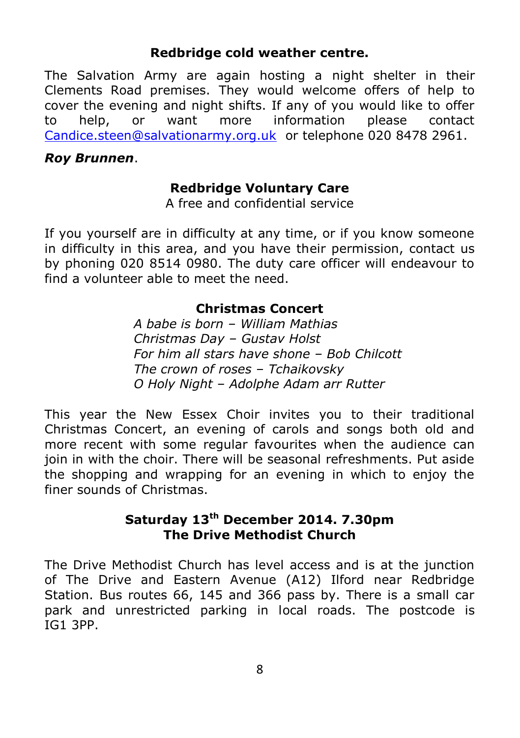### Redbridge cold weather centre.

The Salvation Army are again hosting a night shelter in their Clements Road premises. They would welcome offers of help to cover the evening and night shifts. If any of you would like to offer to help, or want more information please contact Candice.steen@salvationarmy.org.uk or telephone 020 8478 2961.

***Roy Brunnen***.

### Redbridge Voluntary Care

A free and confidential service

If you yourself are in difficulty at any time, or if you know someone in difficulty in this area, and you have their permission, contact us by phoning 020 8514 0980. The duty care officer will endeavour to find a volunteer able to meet the need.

### Christmas Concert

*A babe is born – William Mathias*
*Christmas Day – Gustav Holst*
*For him all stars have shone – Bob Chilcott*
*The crown of roses – Tchaikovsky*
*O Holy Night – Adolphe Adam arr Rutter*

This year the New Essex Choir invites you to their traditional Christmas Concert, an evening of carols and songs both old and more recent with some regular favourites when the audience can join in with the choir. There will be seasonal refreshments. Put aside the shopping and wrapping for an evening in which to enjoy the finer sounds of Christmas.

**Saturday 13th December 2014. 7.30pm**
**The Drive Methodist Church**

The Drive Methodist Church has level access and is at the junction of The Drive and Eastern Avenue (A12) Ilford near Redbridge Station. Bus routes 66, 145 and 366 pass by. There is a small car park and unrestricted parking in local roads. The postcode is IG1 3PP.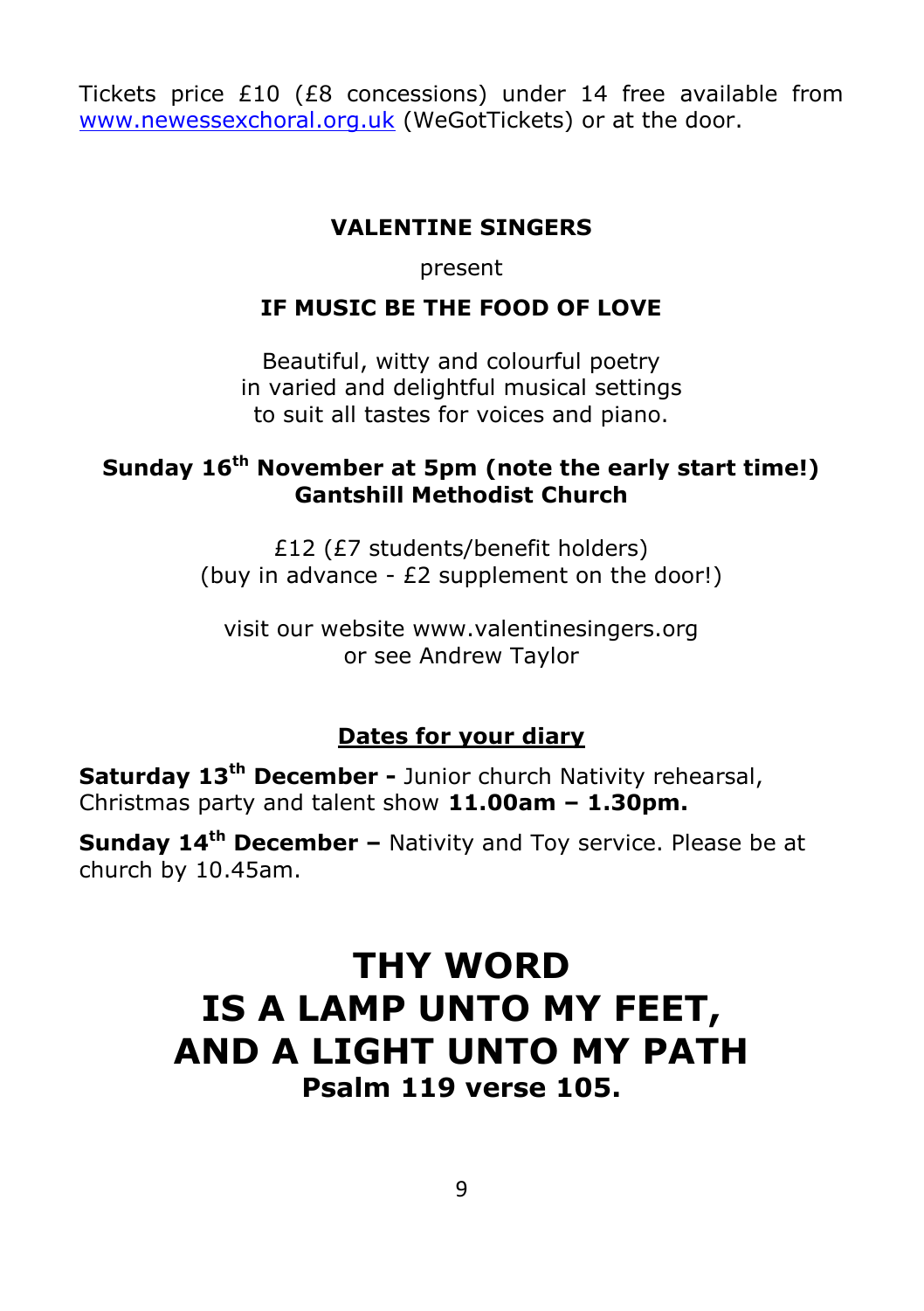Tickets price £10 (£8 concessions) under 14 free available from [www.newessexchoral.org.uk](http://www.newessexchoral.org.uk) (WeGotTickets) or at the door.

**VALENTINE SINGERS**

present

**IF MUSIC BE THE FOOD OF LOVE**

Beautiful, witty and colourful poetry
in varied and delightful musical settings
to suit all tastes for voices and piano.

**Sunday 16th November at 5pm (note the early start time!)**
**Gantshill Methodist Church**

£12 (£7 students/benefit holders)
(buy in advance - £2 supplement on the door!)

visit our website www.valentinesingers.org
or see Andrew Taylor

## Dates for your diary

**Saturday 13th December -** Junior church Nativity rehearsal, Christmas party and talent show **11.00am – 1.30pm.**

**Sunday 14th December –** Nativity and Toy service. Please be at church by 10.45am.

# THY WORD IS A LAMP UNTO MY FEET, AND A LIGHT UNTO MY PATH

**Psalm 119 verse 105.**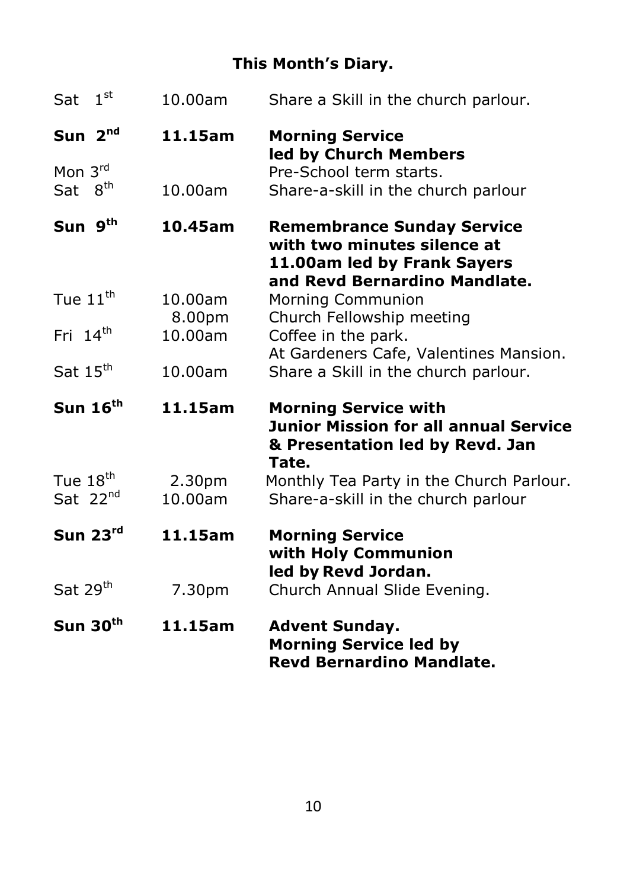## This Month's Diary.

| | | |
|---|---|---|
| Sat 1st | 10.00am | Share a Skill in the church parlour. |
| **Sun 2nd** | **11.15am** | **Morning Service led by Church Members** |
| Mon 3rd | | Pre-School term starts. |
| Sat 8th | 10.00am | Share-a-skill in the church parlour |
| **Sun 9th** | **10.45am** | **Remembrance Sunday Service with two minutes silence at 11.00am led by Frank Sayers and Revd Bernardino Mandlate.** |
| Tue 11th | 10.00am | Morning Communion |
| | 8.00pm | Church Fellowship meeting |
| Fri 14th | 10.00am | Coffee in the park. At Gardeners Cafe, Valentines Mansion. |
| Sat 15th | 10.00am | Share a Skill in the church parlour. |
| **Sun 16th** | **11.15am** | **Morning Service with Junior Mission for all annual Service & Presentation led by Revd. Jan Tate.** |
| Tue 18th | 2.30pm | Monthly Tea Party in the Church Parlour. |
| Sat 22nd | 10.00am | Share-a-skill in the church parlour |
| **Sun 23rd** | **11.15am** | **Morning Service with Holy Communion led by Revd Jordan.** |
| Sat 29th | 7.30pm | Church Annual Slide Evening. |
| **Sun 30th** | **11.15am** | **Advent Sunday. Morning Service led by Revd Bernardino Mandlate.** |